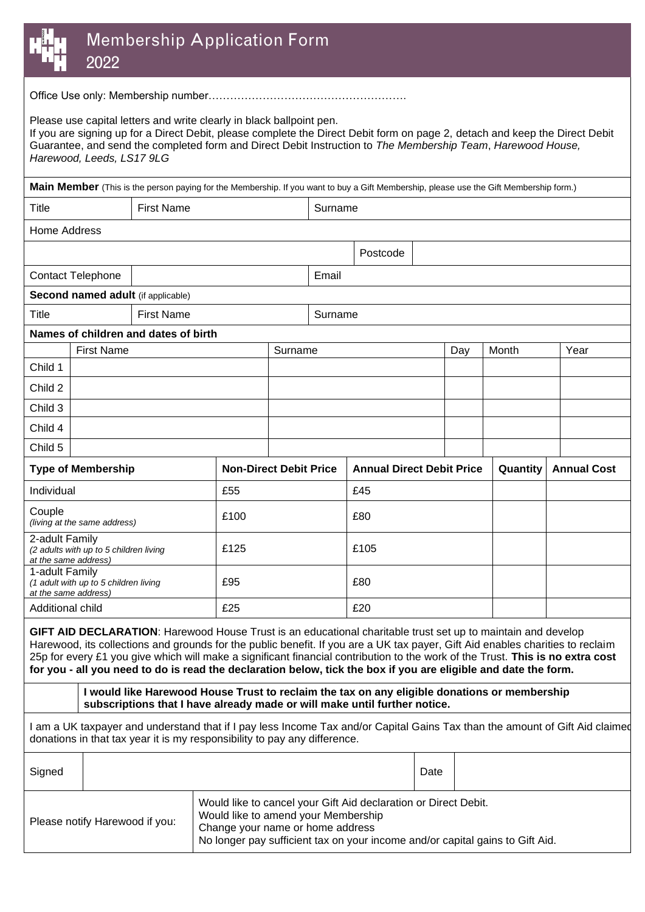# Membership Application Form 2022

Office Use only: Membership number……………………………………………….

Please use capital letters and write clearly in black ballpoint pen.
If you are signing up for a Direct Debit, please complete the Direct Debit form on page 2, detach and keep the Direct Debit Guarantee, and send the completed form and Direct Debit Instruction to *The Membership Team*, *Harewood House, Harewood, Leeds, LS17 9LG*

**Main Member** (This is the person paying for the Membership. If you want to buy a Gift Membership, please use the Gift Membership form.)

| Title | First Name | | Surname | |
|---|---|---|---|---|
| Home Address | | | | |
| | | | Postcode | |
| Contact Telephone | | | Email | |

**Second named adult** (if applicable)

| Title | First Name | Surname |
|---|---|---|
| | | |

**Names of children and dates of birth**

| | First Name | Surname | Day | Month | Year |
|---|---|---|---|---|---|
| Child 1 | | | | | |
| Child 2 | | | | | |
| Child 3 | | | | | |
| Child 4 | | | | | |
| Child 5 | | | | | |

| Type of Membership | Non-Direct Debit Price | Annual Direct Debit Price | Quantity | Annual Cost |
|---|---|---|---|---|
| Individual | £55 | £45 | | |
| Couple *(living at the same address)* | £100 | £80 | | |
| 2-adult Family *(2 adults with up to 5 children living at the same address)* | £125 | £105 | | |
| 1-adult Family *(1 adult with up to 5 children living at the same address)* | £95 | £80 | | |
| Additional child | £25 | £20 | | |

**GIFT AID DECLARATION**: Harewood House Trust is an educational charitable trust set up to maintain and develop Harewood, its collections and grounds for the public benefit. If you are a UK tax payer, Gift Aid enables charities to reclaim 25p for every £1 you give which will make a significant financial contribution to the work of the Trust. **This is no extra cost for you - all you need to do is read the declaration below, tick the box if you are eligible and date the form.**

☐ **I would like Harewood House Trust to reclaim the tax on any eligible donations or membership subscriptions that I have already made or will make until further notice.**

I am a UK taxpayer and understand that if I pay less Income Tax and/or Capital Gains Tax than the amount of Gift Aid claimed donations in that tax year it is my responsibility to pay any difference.

| Signed | | Date | |
|---|---|---|---|

Please notify Harewood if you:

- Would like to cancel your Gift Aid declaration or Direct Debit.
- Would like to amend your Membership
- Change your name or home address
- No longer pay sufficient tax on your income and/or capital gains to Gift Aid.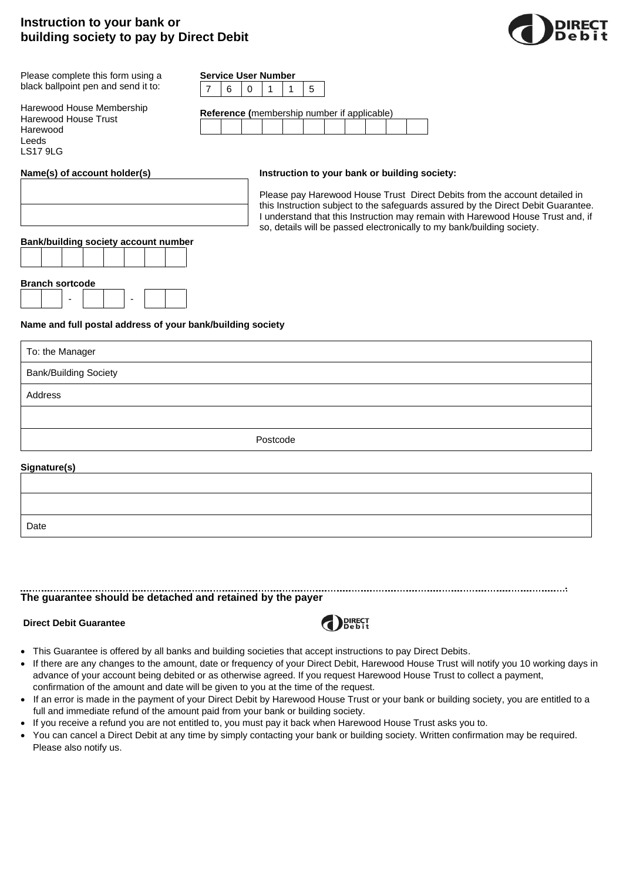# Instruction to your bank or building society to pay by Direct Debit

DIRECT Debit

Please complete this form using a black ballpoint pen and send it to:

Harewood House Membership
Harewood House Trust
Harewood
Leeds
LS17 9LG

**Service User Number**

| 7 | 6 | 0 | 1 | 1 | 5 |
|---|---|---|---|---|---|

**Reference (**membership number if applicable)

| | | | | | | | | | | |
|---|---|---|---|---|---|---|---|---|---|---|
| | | | | | | | | | | |

**Name(s) of account holder(s)**

| |
|---|
| |
| |

**Instruction to your bank or building society:**

Please pay Harewood House Trust Direct Debits from the account detailed in this Instruction subject to the safeguards assured by the Direct Debit Guarantee. I understand that this Instruction may remain with Harewood House Trust and, if so, details will be passed electronically to my bank/building society.

**Bank/building society account number**

| | | | | | | | |
|---|---|---|---|---|---|---|---|
| | | | | | | | |

**Branch sortcode**

| | | - | | | - | | |
|---|---|---|---|---|---|---|---|

**Name and full postal address of your bank/building society**

| |
|---|
| To: the Manager |
| Bank/Building Society |
| Address |
| |
| Postcode |

**Signature(s)**

| |
|---|
| |
| |
| Date |

**The guarantee should be detached and retained by the payer**

**Direct Debit Guarantee**

DIRECT Debit

- This Guarantee is offered by all banks and building societies that accept instructions to pay Direct Debits.
- If there are any changes to the amount, date or frequency of your Direct Debit, Harewood House Trust will notify you 10 working days in advance of your account being debited or as otherwise agreed. If you request Harewood House Trust to collect a payment, confirmation of the amount and date will be given to you at the time of the request.
- If an error is made in the payment of your Direct Debit by Harewood House Trust or your bank or building society, you are entitled to a full and immediate refund of the amount paid from your bank or building society.
- If you receive a refund you are not entitled to, you must pay it back when Harewood House Trust asks you to.
- You can cancel a Direct Debit at any time by simply contacting your bank or building society. Written confirmation may be required. Please also notify us.